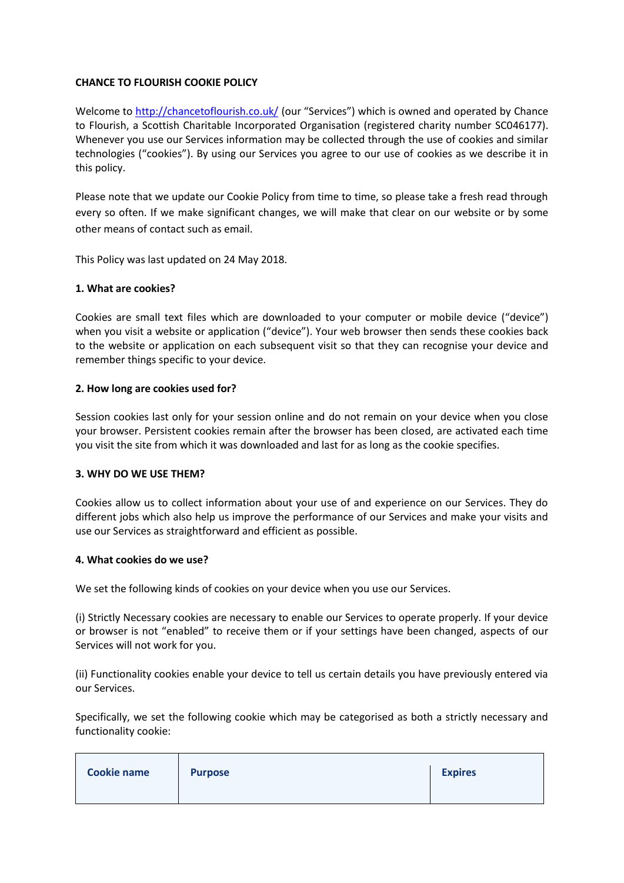# CHANCE TO FLOURISH COOKIE POLICY

Welcome to [http://chancetoflourish.co.uk/](http://chancetoflourish.co.uk/) (our "Services") which is owned and operated by Chance to Flourish, a Scottish Charitable Incorporated Organisation (registered charity number SC046177). Whenever you use our Services information may be collected through the use of cookies and similar technologies ("cookies"). By using our Services you agree to our use of cookies as we describe it in this policy.

Please note that we update our Cookie Policy from time to time, so please take a fresh read through every so often. If we make significant changes, we will make that clear on our website or by some other means of contact such as email.

This Policy was last updated on 24 May 2018.

## 1. What are cookies?

Cookies are small text files which are downloaded to your computer or mobile device ("device") when you visit a website or application ("device"). Your web browser then sends these cookies back to the website or application on each subsequent visit so that they can recognise your device and remember things specific to your device.

## 2. How long are cookies used for?

Session cookies last only for your session online and do not remain on your device when you close your browser. Persistent cookies remain after the browser has been closed, are activated each time you visit the site from which it was downloaded and last for as long as the cookie specifies.

## 3. WHY DO WE USE THEM?

Cookies allow us to collect information about your use of and experience on our Services. They do different jobs which also help us improve the performance of our Services and make your visits and use our Services as straightforward and efficient as possible.

## 4. What cookies do we use?

We set the following kinds of cookies on your device when you use our Services.

(i) Strictly Necessary cookies are necessary to enable our Services to operate properly. If your device or browser is not "enabled" to receive them or if your settings have been changed, aspects of our Services will not work for you.

(ii) Functionality cookies enable your device to tell us certain details you have previously entered via our Services.

Specifically, we set the following cookie which may be categorised as both a strictly necessary and functionality cookie:

| Cookie name | Purpose | Expires |
| --- | --- | --- |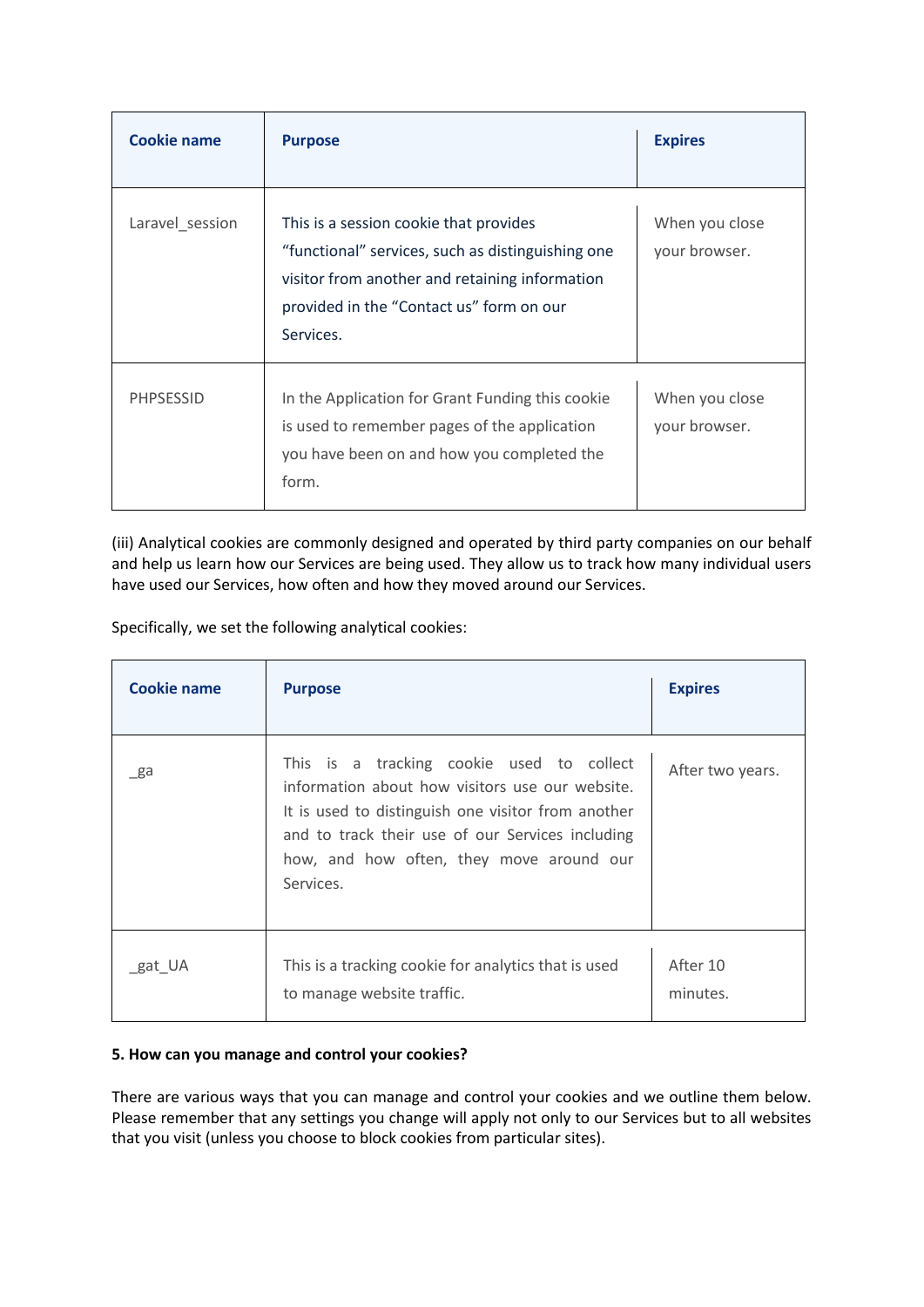| Cookie name | Purpose | Expires |
| --- | --- | --- |
| Laravel_session | This is a session cookie that provides “functional” services, such as distinguishing one visitor from another and retaining information provided in the “Contact us” form on our Services. | When you close your browser. |
| PHPSESSID | In the Application for Grant Funding this cookie is used to remember pages of the application you have been on and how you completed the form. | When you close your browser. |

(iii) Analytical cookies are commonly designed and operated by third party companies on our behalf and help us learn how our Services are being used. They allow us to track how many individual users have used our Services, how often and how they moved around our Services.

Specifically, we set the following analytical cookies:

| Cookie name | Purpose | Expires |
| --- | --- | --- |
| _ga | This is a tracking cookie used to collect information about how visitors use our website. It is used to distinguish one visitor from another and to track their use of our Services including how, and how often, they move around our Services. | After two years. |
| _gat_UA | This is a tracking cookie for analytics that is used to manage website traffic. | After 10 minutes. |

**5. How can you manage and control your cookies?**

There are various ways that you can manage and control your cookies and we outline them below. Please remember that any settings you change will apply not only to our Services but to all websites that you visit (unless you choose to block cookies from particular sites).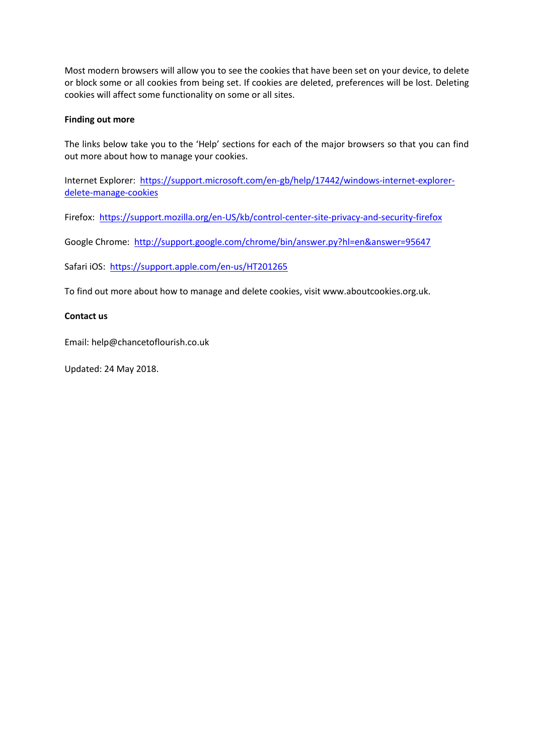Most modern browsers will allow you to see the cookies that have been set on your device, to delete or block some or all cookies from being set. If cookies are deleted, preferences will be lost. Deleting cookies will affect some functionality on some or all sites.

**Finding out more**

The links below take you to the 'Help' sections for each of the major browsers so that you can find out more about how to manage your cookies.

Internet Explorer: https://support.microsoft.com/en-gb/help/17442/windows-internet-explorer-delete-manage-cookies

Firefox: https://support.mozilla.org/en-US/kb/control-center-site-privacy-and-security-firefox

Google Chrome: http://support.google.com/chrome/bin/answer.py?hl=en&answer=95647

Safari iOS: https://support.apple.com/en-us/HT201265

To find out more about how to manage and delete cookies, visit www.aboutcookies.org.uk.

**Contact us**

Email: help@chancetoflourish.co.uk

Updated: 24 May 2018.